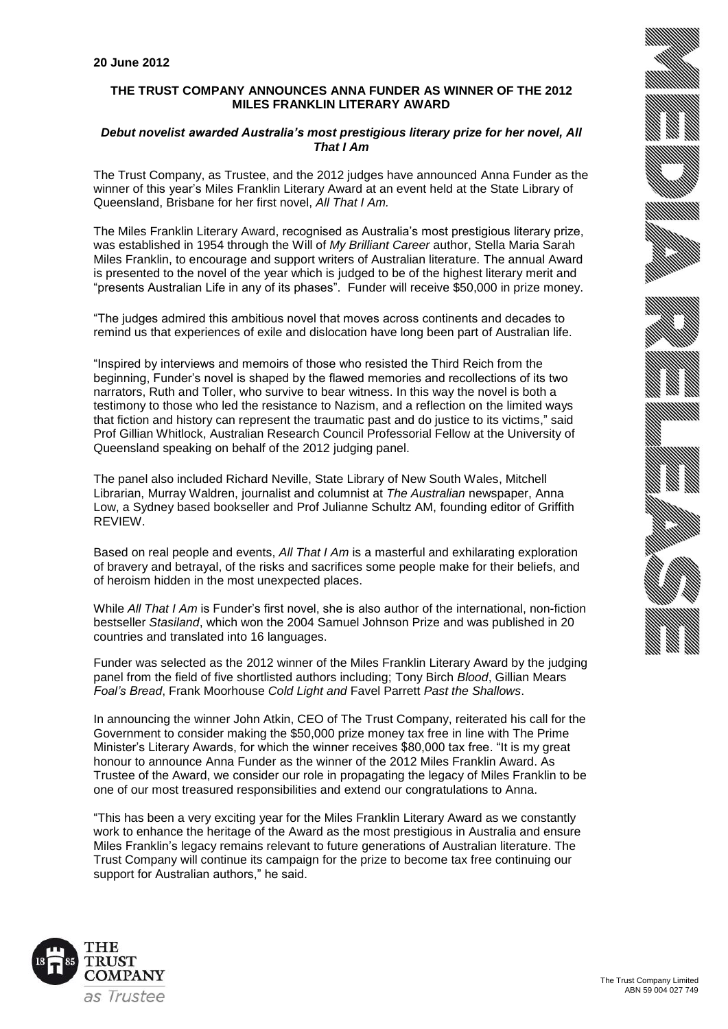**20 June 2012**

**THE TRUST COMPANY ANNOUNCES ANNA FUNDER AS WINNER OF THE 2012 MILES FRANKLIN LITERARY AWARD**

***Debut novelist awarded Australia's most prestigious literary prize for her novel, All That I Am***

The Trust Company, as Trustee, and the 2012 judges have announced Anna Funder as the winner of this year's Miles Franklin Literary Award at an event held at the State Library of Queensland, Brisbane for her first novel, *All That I Am.*

The Miles Franklin Literary Award, recognised as Australia's most prestigious literary prize, was established in 1954 through the Will of *My Brilliant Career* author, Stella Maria Sarah Miles Franklin, to encourage and support writers of Australian literature. The annual Award is presented to the novel of the year which is judged to be of the highest literary merit and "presents Australian Life in any of its phases". Funder will receive $50,000 in prize money.

"The judges admired this ambitious novel that moves across continents and decades to remind us that experiences of exile and dislocation have long been part of Australian life.

"Inspired by interviews and memoirs of those who resisted the Third Reich from the beginning, Funder's novel is shaped by the flawed memories and recollections of its two narrators, Ruth and Toller, who survive to bear witness. In this way the novel is both a testimony to those who led the resistance to Nazism, and a reflection on the limited ways that fiction and history can represent the traumatic past and do justice to its victims," said Prof Gillian Whitlock, Australian Research Council Professorial Fellow at the University of Queensland speaking on behalf of the 2012 judging panel.

The panel also included Richard Neville, State Library of New South Wales, Mitchell Librarian, Murray Waldren, journalist and columnist at *The Australian* newspaper, Anna Low, a Sydney based bookseller and Prof Julianne Schultz AM, founding editor of Griffith REVIEW.

Based on real people and events, *All That I Am* is a masterful and exhilarating exploration of bravery and betrayal, of the risks and sacrifices some people make for their beliefs, and of heroism hidden in the most unexpected places.

While *All That I Am* is Funder's first novel, she is also author of the international, non-fiction bestseller *Stasiland*, which won the 2004 Samuel Johnson Prize and was published in 20 countries and translated into 16 languages.

Funder was selected as the 2012 winner of the Miles Franklin Literary Award by the judging panel from the field of five shortlisted authors including; Tony Birch *Blood*, Gillian Mears *Foal's Bread*, Frank Moorhouse *Cold Light and* Favel Parrett *Past the Shallows*.

In announcing the winner John Atkin, CEO of The Trust Company, reiterated his call for the Government to consider making the $50,000 prize money tax free in line with The Prime Minister's Literary Awards, for which the winner receives $80,000 tax free. "It is my great honour to announce Anna Funder as the winner of the 2012 Miles Franklin Award. As Trustee of the Award, we consider our role in propagating the legacy of Miles Franklin to be one of our most treasured responsibilities and extend our congratulations to Anna.

"This has been a very exciting year for the Miles Franklin Literary Award as we constantly work to enhance the heritage of the Award as the most prestigious in Australia and ensure Miles Franklin's legacy remains relevant to future generations of Australian literature. The Trust Company will continue its campaign for the prize to become tax free continuing our support for Australian authors," he said.

The Trust Company Limited
ABN 59 004 027 749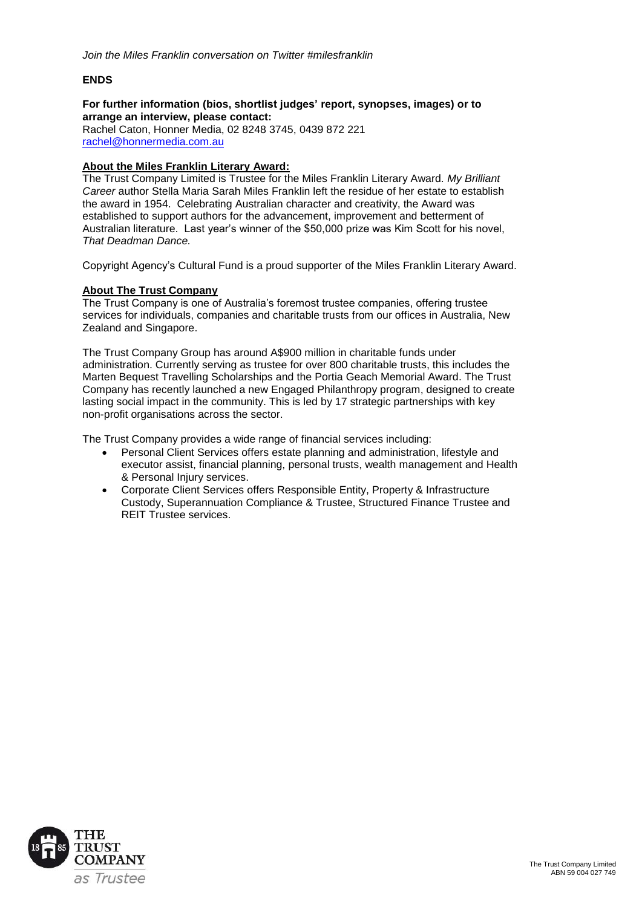*Join the Miles Franklin conversation on Twitter #milesfranklin*

**ENDS**

**For further information (bios, shortlist judges' report, synopses, images) or to arrange an interview, please contact:**
Rachel Caton, Honner Media, 02 8248 3745, 0439 872 221
rachel@honnermedia.com.au

**About the Miles Franklin Literary Award:**

The Trust Company Limited is Trustee for the Miles Franklin Literary Award. *My Brilliant Career* author Stella Maria Sarah Miles Franklin left the residue of her estate to establish the award in 1954. Celebrating Australian character and creativity, the Award was established to support authors for the advancement, improvement and betterment of Australian literature. Last year's winner of the $50,000 prize was Kim Scott for his novel, *That Deadman Dance.*

Copyright Agency's Cultural Fund is a proud supporter of the Miles Franklin Literary Award.

**About The Trust Company**

The Trust Company is one of Australia's foremost trustee companies, offering trustee services for individuals, companies and charitable trusts from our offices in Australia, New Zealand and Singapore.

The Trust Company Group has around A$900 million in charitable funds under administration. Currently serving as trustee for over 800 charitable trusts, this includes the Marten Bequest Travelling Scholarships and the Portia Geach Memorial Award. The Trust Company has recently launched a new Engaged Philanthropy program, designed to create lasting social impact in the community. This is led by 17 strategic partnerships with key non-profit organisations across the sector.

The Trust Company provides a wide range of financial services including:

- Personal Client Services offers estate planning and administration, lifestyle and executor assist, financial planning, personal trusts, wealth management and Health & Personal Injury services.
- Corporate Client Services offers Responsible Entity, Property & Infrastructure Custody, Superannuation Compliance & Trustee, Structured Finance Trustee and REIT Trustee services.

THE TRUST COMPANY
*as Trustee*

The Trust Company Limited
ABN 59 004 027 749